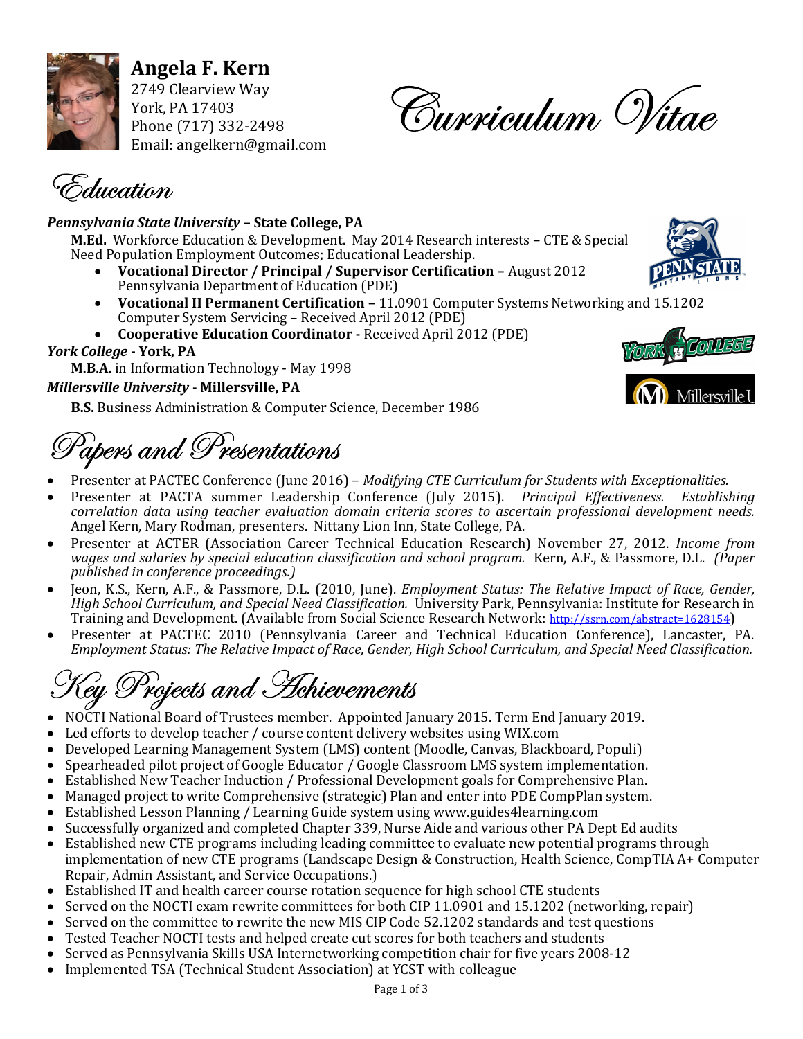# Angela F. Kern

2749 Clearview Way
York, PA 17403
Phone (717) 332-2498
Email: angelkern@gmail.com

# Curriculum Vitae

## Education

***Pennsylvania State University* – State College, PA**

**M.Ed.** Workforce Education & Development. May 2014 Research interests – CTE & Special Need Population Employment Outcomes; Educational Leadership.

- **Vocational Director / Principal / Supervisor Certification –** August 2012 Pennsylvania Department of Education (PDE)
- **Vocational II Permanent Certification –** 11.0901 Computer Systems Networking and 15.1202 Computer System Servicing – Received April 2012 (PDE)
- **Cooperative Education Coordinator -** Received April 2012 (PDE)

***York College* - York, PA**

**M.B.A.** in Information Technology - May 1998

***Millersville University* - Millersville, PA**

**B.S.** Business Administration & Computer Science, December 1986

## Papers and Presentations

- Presenter at PACTEC Conference (June 2016) – *Modifying CTE Curriculum for Students with Exceptionalities.*
- Presenter at PACTA summer Leadership Conference (July 2015). *Principal Effectiveness. Establishing correlation data using teacher evaluation domain criteria scores to ascertain professional development needs.* Angel Kern, Mary Rodman, presenters. Nittany Lion Inn, State College, PA.
- Presenter at ACTER (Association Career Technical Education Research) November 27, 2012. *Income from wages and salaries by special education classification and school program.* Kern, A.F., & Passmore, D.L. *(Paper published in conference proceedings.)*
- Jeon, K.S., Kern, A.F., & Passmore, D.L. (2010, June). *Employment Status: The Relative Impact of Race, Gender, High School Curriculum, and Special Need Classification.* University Park, Pennsylvania: Institute for Research in Training and Development. (Available from Social Science Research Network: http://ssrn.com/abstract=1628154)
- Presenter at PACTEC 2010 (Pennsylvania Career and Technical Education Conference), Lancaster, PA. *Employment Status: The Relative Impact of Race, Gender, High School Curriculum, and Special Need Classification.*

## Key Projects and Achievements

- NOCTI National Board of Trustees member. Appointed January 2015. Term End January 2019.
- Led efforts to develop teacher / course content delivery websites using WIX.com
- Developed Learning Management System (LMS) content (Moodle, Canvas, Blackboard, Populi)
- Spearheaded pilot project of Google Educator / Google Classroom LMS system implementation.
- Established New Teacher Induction / Professional Development goals for Comprehensive Plan.
- Managed project to write Comprehensive (strategic) Plan and enter into PDE CompPlan system.
- Established Lesson Planning / Learning Guide system using www.guides4learning.com
- Successfully organized and completed Chapter 339, Nurse Aide and various other PA Dept Ed audits
- Established new CTE programs including leading committee to evaluate new potential programs through implementation of new CTE programs (Landscape Design & Construction, Health Science, CompTIA A+ Computer Repair, Admin Assistant, and Service Occupations.)
- Established IT and health career course rotation sequence for high school CTE students
- Served on the NOCTI exam rewrite committees for both CIP 11.0901 and 15.1202 (networking, repair)
- Served on the committee to rewrite the new MIS CIP Code 52.1202 standards and test questions
- Tested Teacher NOCTI tests and helped create cut scores for both teachers and students
- Served as Pennsylvania Skills USA Internetworking competition chair for five years 2008-12
- Implemented TSA (Technical Student Association) at YCST with colleague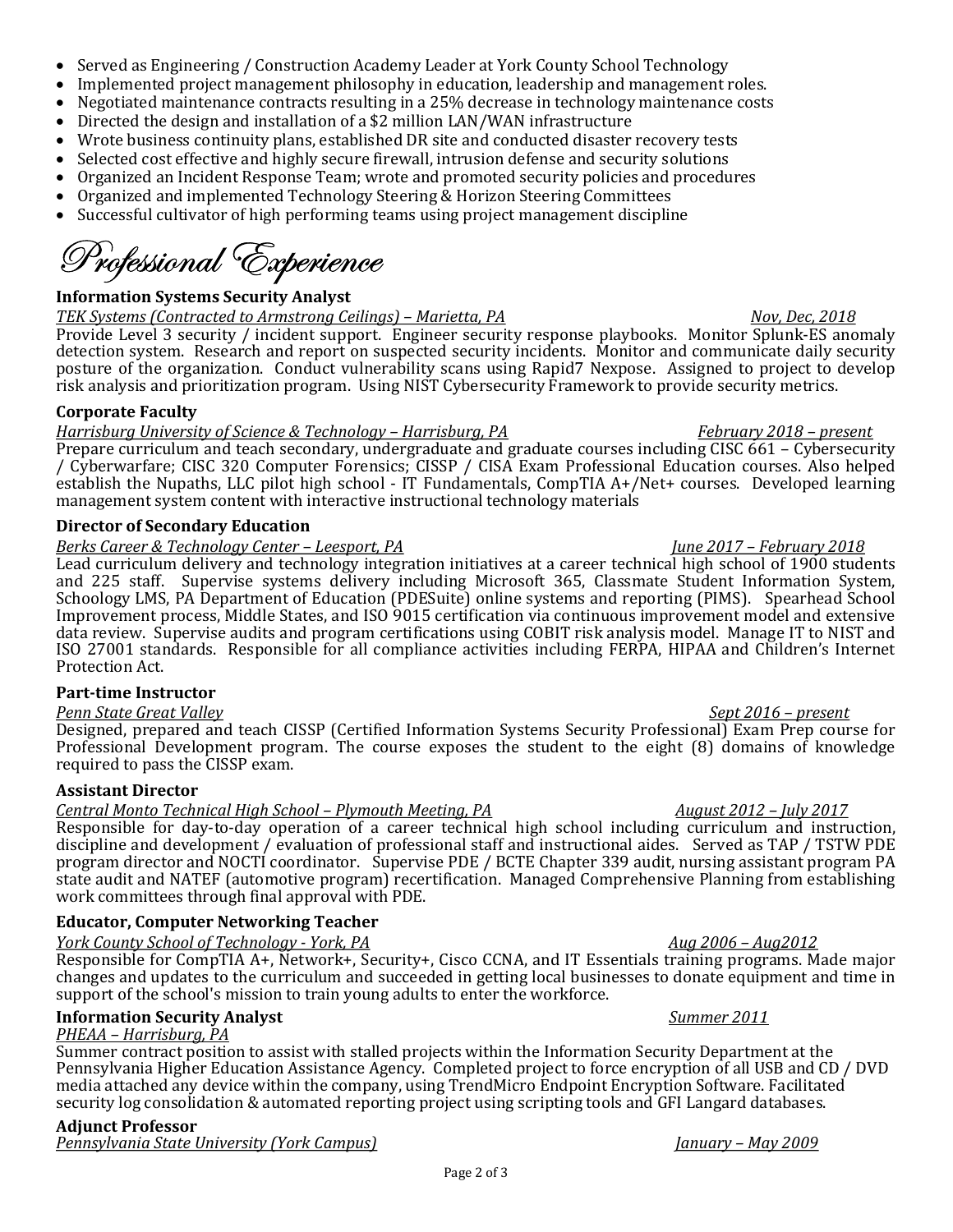- Served as Engineering / Construction Academy Leader at York County School Technology
- Implemented project management philosophy in education, leadership and management roles.
- Negotiated maintenance contracts resulting in a 25% decrease in technology maintenance costs
- Directed the design and installation of a $2 million LAN/WAN infrastructure
- Wrote business continuity plans, established DR site and conducted disaster recovery tests
- Selected cost effective and highly secure firewall, intrusion defense and security solutions
- Organized an Incident Response Team; wrote and promoted security policies and procedures
- Organized and implemented Technology Steering & Horizon Steering Committees
- Successful cultivator of high performing teams using project management discipline

# Professional Experience

**Information Systems Security Analyst**
*TEK Systems (Contracted to Armstrong Ceilings) – Marietta, PA* — *Nov, Dec, 2018*
Provide Level 3 security / incident support. Engineer security response playbooks. Monitor Splunk-ES anomaly detection system. Research and report on suspected security incidents. Monitor and communicate daily security posture of the organization. Conduct vulnerability scans using Rapid7 Nexpose. Assigned to project to develop risk analysis and prioritization program. Using NIST Cybersecurity Framework to provide security metrics.

**Corporate Faculty**
*Harrisburg University of Science & Technology – Harrisburg, PA* — *February 2018 – present*
Prepare curriculum and teach secondary, undergraduate and graduate courses including CISC 661 – Cybersecurity / Cyberwarfare; CISC 320 Computer Forensics; CISSP / CISA Exam Professional Education courses. Also helped establish the Nupaths, LLC pilot high school - IT Fundamentals, CompTIA A+/Net+ courses. Developed learning management system content with interactive instructional technology materials

**Director of Secondary Education**
*Berks Career & Technology Center – Leesport, PA* — *June 2017 – February 2018*
Lead curriculum delivery and technology integration initiatives at a career technical high school of 1900 students and 225 staff. Supervise systems delivery including Microsoft 365, Classmate Student Information System, Schoology LMS, PA Department of Education (PDESuite) online systems and reporting (PIMS). Spearhead School Improvement process, Middle States, and ISO 9015 certification via continuous improvement model and extensive data review. Supervise audits and program certifications using COBIT risk analysis model. Manage IT to NIST and ISO 27001 standards. Responsible for all compliance activities including FERPA, HIPAA and Children's Internet Protection Act.

**Part-time Instructor**
*Penn State Great Valley* — *Sept 2016 – present*
Designed, prepared and teach CISSP (Certified Information Systems Security Professional) Exam Prep course for Professional Development program. The course exposes the student to the eight (8) domains of knowledge required to pass the CISSP exam.

**Assistant Director**
*Central Monto Technical High School – Plymouth Meeting, PA* — *August 2012 – July 2017*
Responsible for day-to-day operation of a career technical high school including curriculum and instruction, discipline and development / evaluation of professional staff and instructional aides. Served as TAP / TSTW PDE program director and NOCTI coordinator. Supervise PDE / BCTE Chapter 339 audit, nursing assistant program PA state audit and NATEF (automotive program) recertification. Managed Comprehensive Planning from establishing work committees through final approval with PDE.

**Educator, Computer Networking Teacher**
*York County School of Technology - York, PA* — *Aug 2006 – Aug2012*
Responsible for CompTIA A+, Network+, Security+, Cisco CCNA, and IT Essentials training programs. Made major changes and updates to the curriculum and succeeded in getting local businesses to donate equipment and time in support of the school's mission to train young adults to enter the workforce.

**Information Security Analyst** — *Summer 2011*
*PHEAA – Harrisburg, PA*
Summer contract position to assist with stalled projects within the Information Security Department at the Pennsylvania Higher Education Assistance Agency. Completed project to force encryption of all USB and CD / DVD media attached any device within the company, using TrendMicro Endpoint Encryption Software. Facilitated security log consolidation & automated reporting project using scripting tools and GFI Langard databases.

**Adjunct Professor**
*Pennsylvania State University (York Campus)* — *January – May 2009*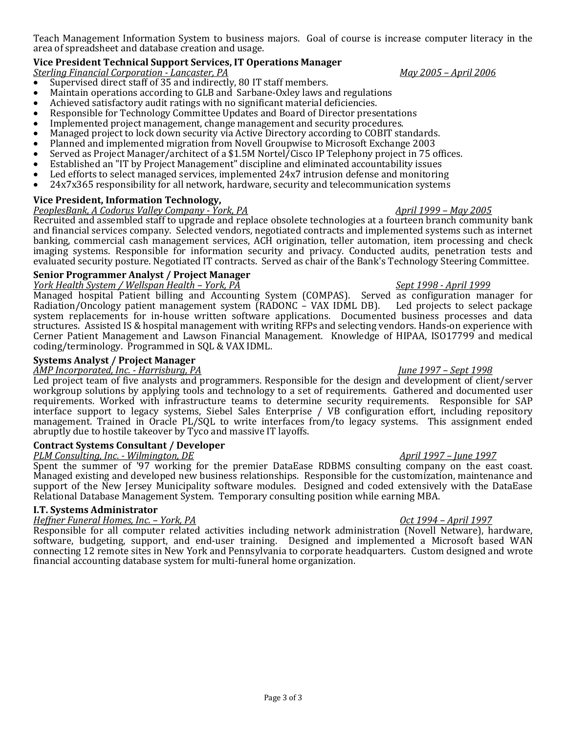Teach Management Information System to business majors. Goal of course is increase computer literacy in the area of spreadsheet and database creation and usage.

**Vice President Technical Support Services, IT Operations Manager**
*Sterling Financial Corporation - Lancaster, PA* *May 2005 – April 2006*

- Supervised direct staff of 35 and indirectly, 80 IT staff members.
- Maintain operations according to GLB and Sarbane-Oxley laws and regulations
- Achieved satisfactory audit ratings with no significant material deficiencies.
- Responsible for Technology Committee Updates and Board of Director presentations
- Implemented project management, change management and security procedures.
- Managed project to lock down security via Active Directory according to COBIT standards.
- Planned and implemented migration from Novell Groupwise to Microsoft Exchange 2003
- Served as Project Manager/architect of a $1.5M Nortel/Cisco IP Telephony project in 75 offices.
- Established an "IT by Project Management" discipline and eliminated accountability issues
- Led efforts to select managed services, implemented 24x7 intrusion defense and monitoring
- 24x7x365 responsibility for all network, hardware, security and telecommunication systems

**Vice President, Information Technology,**
*PeoplesBank, A Codorus Valley Company - York, PA* *April 1999 – May 2005*
Recruited and assembled staff to upgrade and replace obsolete technologies at a fourteen branch community bank and financial services company. Selected vendors, negotiated contracts and implemented systems such as internet banking, commercial cash management services, ACH origination, teller automation, item processing and check imaging systems. Responsible for information security and privacy. Conducted audits, penetration tests and evaluated security posture. Negotiated IT contracts. Served as chair of the Bank's Technology Steering Committee.

**Senior Programmer Analyst / Project Manager**
*York Health System / Wellspan Health – York, PA* *Sept 1998 - April 1999*
Managed hospital Patient billing and Accounting System (COMPAS). Served as configuration manager for Radiation/Oncology patient management system (RADONC – VAX IDML DB). Led projects to select package system replacements for in-house written software applications. Documented business processes and data structures. Assisted IS & hospital management with writing RFPs and selecting vendors. Hands-on experience with Cerner Patient Management and Lawson Financial Management. Knowledge of HIPAA, ISO17799 and medical coding/terminology. Programmed in SQL & VAX IDML.

**Systems Analyst / Project Manager**
*AMP Incorporated, Inc. - Harrisburg, PA* *June 1997 – Sept 1998*
Led project team of five analysts and programmers. Responsible for the design and development of client/server workgroup solutions by applying tools and technology to a set of requirements. Gathered and documented user requirements. Worked with infrastructure teams to determine security requirements. Responsible for SAP interface support to legacy systems, Siebel Sales Enterprise / VB configuration effort, including repository management. Trained in Oracle PL/SQL to write interfaces from/to legacy systems. This assignment ended abruptly due to hostile takeover by Tyco and massive IT layoffs.

**Contract Systems Consultant / Developer**
*PLM Consulting, Inc. - Wilmington, DE* *April 1997 – June 1997*
Spent the summer of '97 working for the premier DataEase RDBMS consulting company on the east coast. Managed existing and developed new business relationships. Responsible for the customization, maintenance and support of the New Jersey Municipality software modules. Designed and coded extensively with the DataEase Relational Database Management System. Temporary consulting position while earning MBA.

**I.T. Systems Administrator**
*Heffner Funeral Homes, Inc. – York, PA* *Oct 1994 – April 1997*
Responsible for all computer related activities including network administration (Novell Netware), hardware, software, budgeting, support, and end-user training. Designed and implemented a Microsoft based WAN connecting 12 remote sites in New York and Pennsylvania to corporate headquarters. Custom designed and wrote financial accounting database system for multi-funeral home organization.